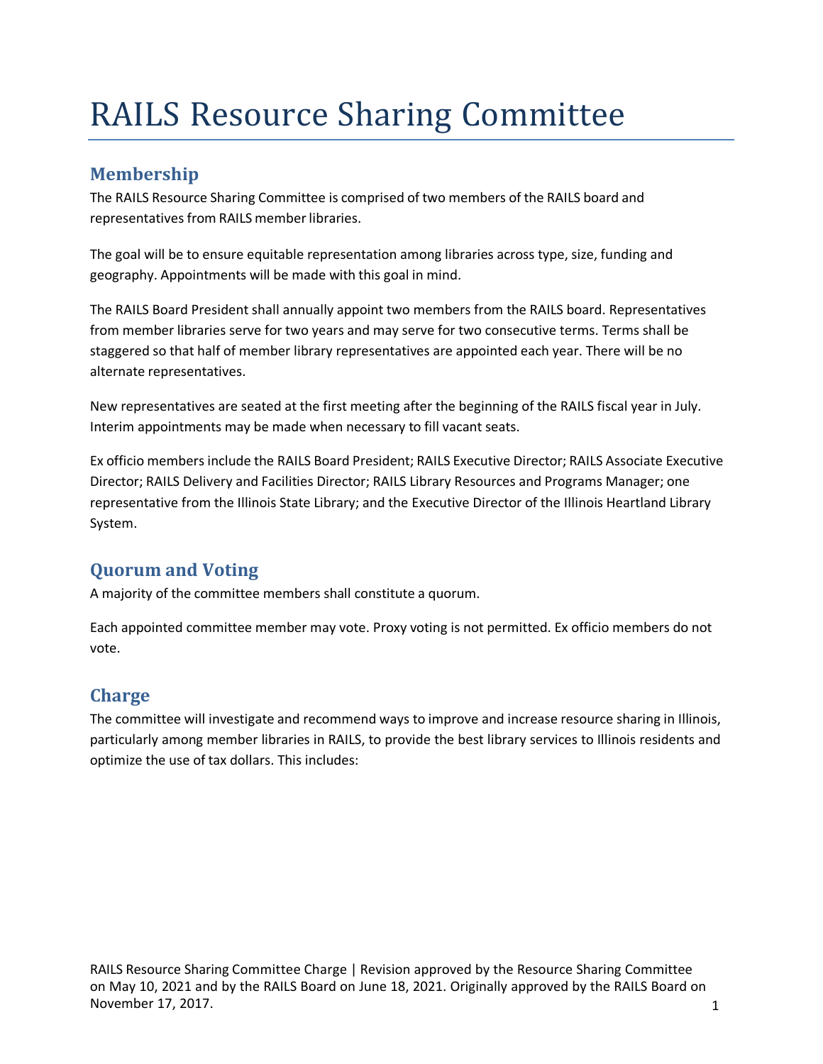# RAILS Resource Sharing Committee

## Membership

The RAILS Resource Sharing Committee is comprised of two members of the RAILS board and representatives from RAILS member libraries.

The goal will be to ensure equitable representation among libraries across type, size, funding and geography. Appointments will be made with this goal in mind.

The RAILS Board President shall annually appoint two members from the RAILS board. Representatives from member libraries serve for two years and may serve for two consecutive terms. Terms shall be staggered so that half of member library representatives are appointed each year. There will be no alternate representatives.

New representatives are seated at the first meeting after the beginning of the RAILS fiscal year in July. Interim appointments may be made when necessary to fill vacant seats.

Ex officio members include the RAILS Board President; RAILS Executive Director; RAILS Associate Executive Director; RAILS Delivery and Facilities Director; RAILS Library Resources and Programs Manager; one representative from the Illinois State Library; and the Executive Director of the Illinois Heartland Library System.

## Quorum and Voting

A majority of the committee members shall constitute a quorum.

Each appointed committee member may vote. Proxy voting is not permitted. Ex officio members do not vote.

## Charge

The committee will investigate and recommend ways to improve and increase resource sharing in Illinois, particularly among member libraries in RAILS, to provide the best library services to Illinois residents and optimize the use of tax dollars. This includes:

RAILS Resource Sharing Committee Charge | Revision approved by the Resource Sharing Committee on May 10, 2021 and by the RAILS Board on June 18, 2021. Originally approved by the RAILS Board on November 17, 2017.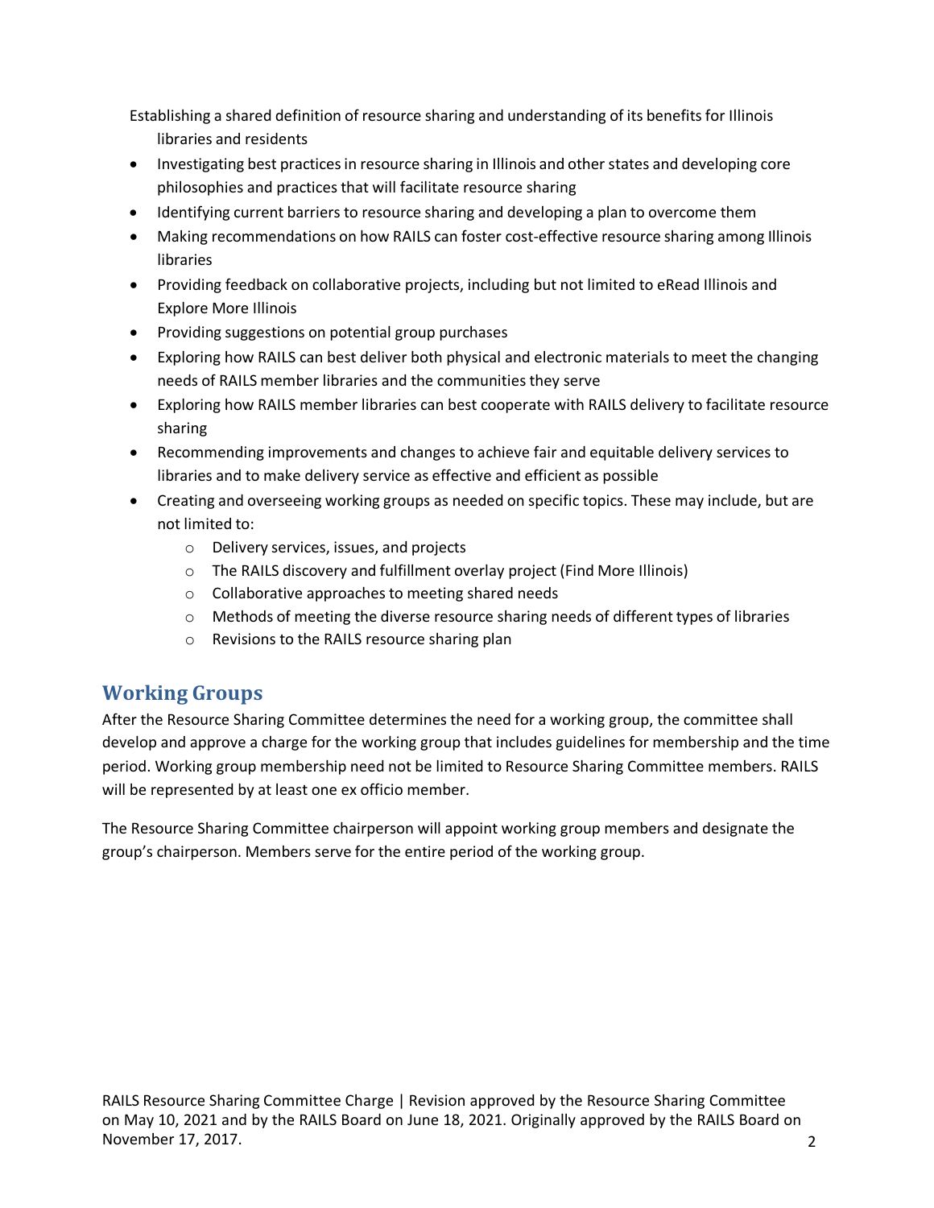- Establishing a shared definition of resource sharing and understanding of its benefits for Illinois libraries and residents
- Investigating best practices in resource sharing in Illinois and other states and developing core philosophies and practices that will facilitate resource sharing
- Identifying current barriers to resource sharing and developing a plan to overcome them
- Making recommendations on how RAILS can foster cost-effective resource sharing among Illinois libraries
- Providing feedback on collaborative projects, including but not limited to eRead Illinois and Explore More Illinois
- Providing suggestions on potential group purchases
- Exploring how RAILS can best deliver both physical and electronic materials to meet the changing needs of RAILS member libraries and the communities they serve
- Exploring how RAILS member libraries can best cooperate with RAILS delivery to facilitate resource sharing
- Recommending improvements and changes to achieve fair and equitable delivery services to libraries and to make delivery service as effective and efficient as possible
- Creating and overseeing working groups as needed on specific topics. These may include, but are not limited to:
  - Delivery services, issues, and projects
  - The RAILS discovery and fulfillment overlay project (Find More Illinois)
  - Collaborative approaches to meeting shared needs
  - Methods of meeting the diverse resource sharing needs of different types of libraries
  - Revisions to the RAILS resource sharing plan

## Working Groups

After the Resource Sharing Committee determines the need for a working group, the committee shall develop and approve a charge for the working group that includes guidelines for membership and the time period. Working group membership need not be limited to Resource Sharing Committee members. RAILS will be represented by at least one ex officio member.

The Resource Sharing Committee chairperson will appoint working group members and designate the group's chairperson. Members serve for the entire period of the working group.